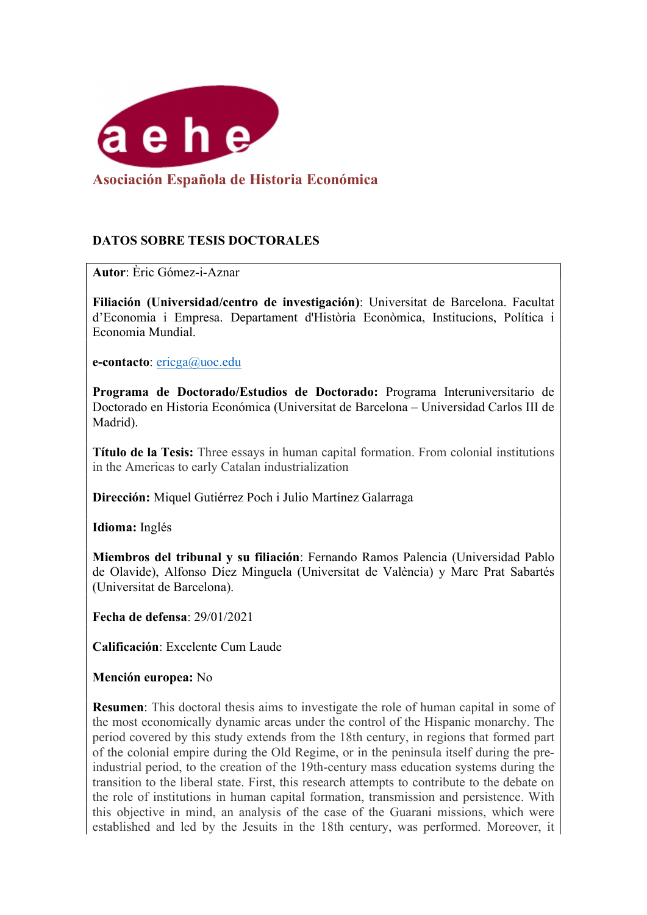aehe

Asociación Española de Historia Económica

**DATOS SOBRE TESIS DOCTORALES**

**Autor**: Èric Gómez-i-Aznar

**Filiación (Universidad/centro de investigación)**: Universitat de Barcelona. Facultat d'Economia i Empresa. Departament d'Història Econòmica, Institucions, Política i Economia Mundial.

**e-contacto**: ericga@uoc.edu

**Programa de Doctorado/Estudios de Doctorado:** Programa Interuniversitario de Doctorado en Historia Económica (Universitat de Barcelona – Universidad Carlos III de Madrid).

**Título de la Tesis:** Three essays in human capital formation. From colonial institutions in the Americas to early Catalan industrialization

**Dirección:** Miquel Gutiérrez Poch i Julio Martínez Galarraga

**Idioma:** Inglés

**Miembros del tribunal y su filiación**: Fernando Ramos Palencia (Universidad Pablo de Olavide), Alfonso Díez Minguela (Universitat de València) y Marc Prat Sabartés (Universitat de Barcelona).

**Fecha de defensa**: 29/01/2021

**Calificación**: Excelente Cum Laude

**Mención europea:** No

**Resumen**: This doctoral thesis aims to investigate the role of human capital in some of the most economically dynamic areas under the control of the Hispanic monarchy. The period covered by this study extends from the 18th century, in regions that formed part of the colonial empire during the Old Regime, or in the peninsula itself during the pre-industrial period, to the creation of the 19th-century mass education systems during the transition to the liberal state. First, this research attempts to contribute to the debate on the role of institutions in human capital formation, transmission and persistence. With this objective in mind, an analysis of the case of the Guarani missions, which were established and led by the Jesuits in the 18th century, was performed. Moreover, it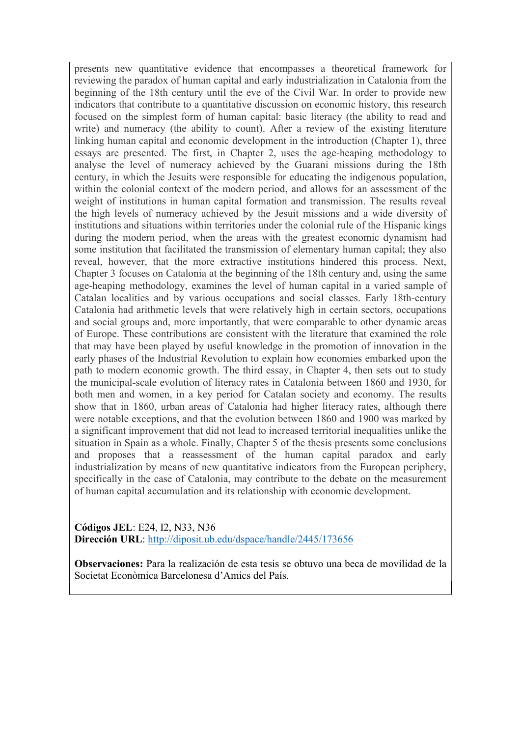presents new quantitative evidence that encompasses a theoretical framework for reviewing the paradox of human capital and early industrialization in Catalonia from the beginning of the 18th century until the eve of the Civil War. In order to provide new indicators that contribute to a quantitative discussion on economic history, this research focused on the simplest form of human capital: basic literacy (the ability to read and write) and numeracy (the ability to count). After a review of the existing literature linking human capital and economic development in the introduction (Chapter 1), three essays are presented. The first, in Chapter 2, uses the age-heaping methodology to analyse the level of numeracy achieved by the Guarani missions during the 18th century, in which the Jesuits were responsible for educating the indigenous population, within the colonial context of the modern period, and allows for an assessment of the weight of institutions in human capital formation and transmission. The results reveal the high levels of numeracy achieved by the Jesuit missions and a wide diversity of institutions and situations within territories under the colonial rule of the Hispanic kings during the modern period, when the areas with the greatest economic dynamism had some institution that facilitated the transmission of elementary human capital; they also reveal, however, that the more extractive institutions hindered this process. Next, Chapter 3 focuses on Catalonia at the beginning of the 18th century and, using the same age-heaping methodology, examines the level of human capital in a varied sample of Catalan localities and by various occupations and social classes. Early 18th-century Catalonia had arithmetic levels that were relatively high in certain sectors, occupations and social groups and, more importantly, that were comparable to other dynamic areas of Europe. These contributions are consistent with the literature that examined the role that may have been played by useful knowledge in the promotion of innovation in the early phases of the Industrial Revolution to explain how economies embarked upon the path to modern economic growth. The third essay, in Chapter 4, then sets out to study the municipal-scale evolution of literacy rates in Catalonia between 1860 and 1930, for both men and women, in a key period for Catalan society and economy. The results show that in 1860, urban areas of Catalonia had higher literacy rates, although there were notable exceptions, and that the evolution between 1860 and 1900 was marked by a significant improvement that did not lead to increased territorial inequalities unlike the situation in Spain as a whole. Finally, Chapter 5 of the thesis presents some conclusions and proposes that a reassessment of the human capital paradox and early industrialization by means of new quantitative indicators from the European periphery, specifically in the case of Catalonia, may contribute to the debate on the measurement of human capital accumulation and its relationship with economic development.

**Códigos JEL**: E24, I2, N33, N36
**Dirección URL**: http://diposit.ub.edu/dspace/handle/2445/173656

**Observaciones:** Para la realización de esta tesis se obtuvo una beca de movilidad de la Societat Econòmica Barcelonesa d'Amics del País.